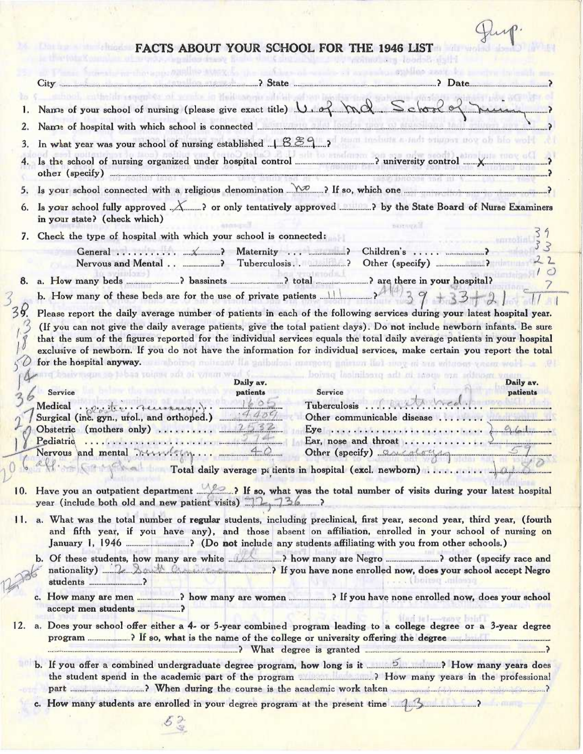Dup.

# FACTS ABOUT YOUR SCHOOL FOR THE 1946 LIST

City ........................ ? State ........................ ? Date ........................ ?

1. Name of your school of nursing (please give exact title) U. of Md. School of Nursing ?
2. Name of hospital with which school is connected ........................ ?
3. In what year was your school of nursing established 1889 ?
4. Is the school of nursing organized under hospital control ........ ? university control X ? other (specify) ........................ ?
5. Is your school connected with a religious denomination no ? If so, which one ........................ ?
6. Is your school fully approved X ? or only tentatively approved ........ ? by the State Board of Nurse Examiners in your state? (check which)
7. Check the type of hospital with which your school is connected:

   General .......... X ? Maternity ........ ? Children's ........ ?
   Nervous and Mental .. ........ ? Tuberculosis .. ........ ? Other (specify) ........ ?

8. a. How many beds ........ ? bassinets ........ ? total ........ ? are there in your hospital?

   b. How many of these beds are for the use of private patients 111 ?

9. Please report the daily average number of patients in each of the following services during your latest hospital year. (If you can not give the daily average patients, give the total patient days). Do not include newborn infants. Be sure that the sum of the figures reported for the individual services equals the total daily average patients in your hospital exclusive of newborn. If you do not have the information for individual services, make certain you report the total for the hospital anyway.

| Service | Daily av. patients | Service | Daily av. patients |
|---|---|---|---|
| Medical (plastic surgery) | 1605 | Tuberculosis | ? |
| Surgical (inc. gyn., urol., and orthoped.) | 4409 | Other communicable disease | |
| Obstetric (mothers only) | 2532 | Eye | 961 |
| Pediatric | 574 | Ear, nose and throat | |
| Nervous and mental | 40 | Other (specify) | 59 |
| | | Total daily average patients in hospital (excl. newborn) | |

10. Have you an outpatient department yes ? If so, what was the total number of visits during your latest hospital year (include both old and new patient visits) 72,736 ?

11. a. What was the total number of regular students, including preclinical, first year, second year, third year, (fourth and fifth year, if you have any), and those absent on affiliation, enrolled in your school of nursing on January 1, 1946 ........ ? (Do **not** include any students affiliating with you from other schools.)

    b. Of these students, how many are white 126 ? how many are Negro ........ ? other (specify race and nationality) 2 South American ? If you have none enrolled now, does your school accept Negro students ........ ?

    c. How many are men ........ ? how many are women ........ ? If you have none enrolled now, does your school accept men students ........ ?

12. a. Does your school offer either a 4- or 5-year combined program leading to a college degree or a 3-year degree program ........ ? If so, what is the name of the college or university offering the degree ........................ ? What degree is granted ........................ ?

    b. If you offer a combined undergraduate degree program, how long is it 5 ? How many years does the student spend in the academic part of the program ........ ? How many years in the professional part ........ ? When during the course is the academic work taken ........................ ?

    c. How many students are enrolled in your degree program at the present time 13 ?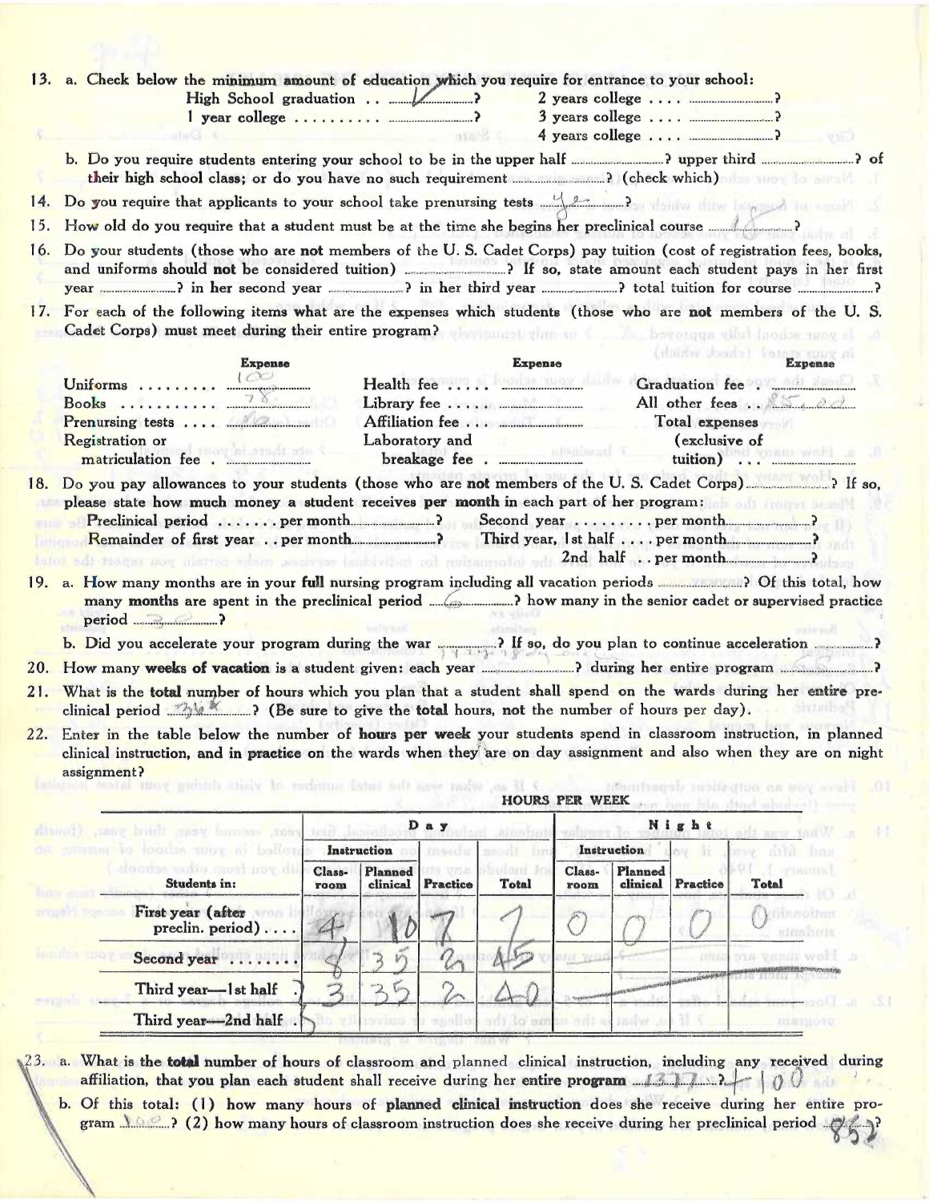13. a. Check below the **minimum amount of education** which you require for entrance to your school:

High School graduation .. ✓ ? 2 years college .... ..........?
1 year college .......... ..........? 3 years college .... ..........?
4 years college .... ..........?

b. Do you require students entering your school to be in the upper half ..........? upper third ..........? of their high school class; or do you have no such requirement ..........? (check which)

14. Do you require that applicants to your school take prenursing tests Yes?

15. How old do you require that a student must be at the time she begins her preclinical course 18?

16. Do your students (those who are **not** members of the U. S. Cadet Corps) pay tuition (cost of registration fees, books, and uniforms should **not** be considered tuition) ..........? If so, state amount each student pays in her first year ..........? in her second year ..........? in her third year ..........? total tuition for course ..........?

17. For each of the following items what are the expenses which students (those who are **not** members of the U. S. Cadet Corps) must meet **during** their entire program?

| | Expense | | Expense | | Expense |
|---|---|---|---|---|---|
| Uniforms ......... | 100 | Health fee ..... | | Graduation fee | |
| Books ........... | 78 | Library fee ..... | | All other fees | 85.00 |
| Prenursing tests .... | 4.50 | Affiliation fee ..... | | Total expenses (exclusive of tuition) ... | |
| Registration or matriculation fee . | | Laboratory and breakage fee . | | | |

18. Do you pay allowances to your students (those who are **not** members of the U. S. Cadet Corps) ..........? If so, please state how much money a student receives **per month** in each part of her program:

Preclinical period ........ per month..........? Second year .......... per month..........?
Remainder of first year . . per month..........? Third year, 1st half .... per month..........?
2nd half . . per month..........?

19. a. How many months are in your **full** nursing program including all vacation periods ..........? Of this total, how many **months** are spent in the preclinical period 6? how many in the senior cadet or supervised practice period 3-2?

b. Did you accelerate your program during the war ..........? If so, do you plan to continue acceleration ..........?

20. How many **weeks of vacation** is a student given: each year ..........? during her entire program ..........?

21. What is the **total** number of hours which you plan that a student shall spend on the wards during her **entire** preclinical period 34 hr? (Be sure to give the **total** hours, **not** the number of hours per day).

22. Enter in the table below the number of **hours per week** your students spend in classroom instruction, in planned clinical instruction, and in practice on the wards when they are on day assignment and also when they are on night assignment?

HOURS PER WEEK

| Students in: | Day: Instruction: Class-room | Day: Instruction: Planned clinical | Day: Practice | Day: Total | Night: Instruction: Class-room | Night: Instruction: Planned clinical | Night: Practice | Night: Total |
|---|---|---|---|---|---|---|---|---|
| First year (after preclin. period).... | 4 | 10 | 7 | 1 | 0 | 0 | 0 | 0 |
| Second year ....... | 8 | 35 | 2 | 45 | | | | |
| Third year—1st half | 3 | 35 | 2 | 40 | | | | |
| Third year—2nd half | | | | | | | | |

23. a. What is the **total** number of hours of classroom and planned clinical instruction, including any received during affiliation, that you plan each student shall receive during her **entire program** 1377? 100

b. Of this total: (1) how many hours of **planned clinical instruction** does she receive during her entire program 100? (2) how many hours of classroom instruction does she receive during her preclinical period 852?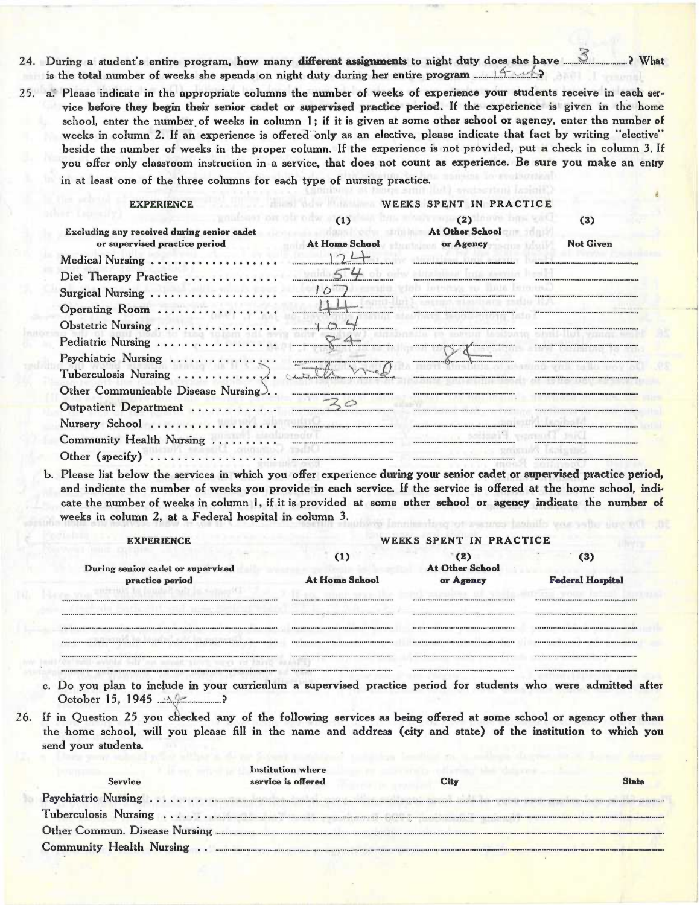24. During a student's entire program, how many **different assignments** to night duty does she have ....3.... ? What is the **total** number of weeks she spends on night duty during her entire program ....14 wks....?

25. a. Please indicate in the appropriate columns the number of weeks of experience your students receive in each service **before they begin their senior cadet or supervised practice period.** If the experience is given in the home school, enter the number of weeks in column 1; if it is given at some other school or agency, enter the number of weeks in column 2. If an experience is offered only as an elective, please indicate that fact by writing "elective" beside the number of weeks in the proper column. If the experience is not provided, put a check in column 3. If you offer only classroom instruction in a service, that does not count as experience. Be sure you make an entry in at least one of the three columns for each type of nursing practice.

| EXPERIENCE<br>Excluding any received during senior cadet or supervised practice period | WEEKS SPENT IN PRACTICE<br>(1)<br>At Home School | (2)<br>At Other School or Agency | (3)<br>Not Given |
|---|---|---|---|
| Medical Nursing | 12 4 | | |
| Diet Therapy Practice | 5 4 | | |
| Surgical Nursing | 10 7 | | |
| Operating Room | 4 1 | | |
| Obstetric Nursing | 10 4 | | |
| Pediatric Nursing | 8 4 | | |
| Psychiatric Nursing | | 8 4 | |
| Tuberculosis Nursing | with med. | | |
| Other Communicable Disease Nursing | | | |
| Outpatient Department | 3 0 | | |
| Nursery School | | | |
| Community Health Nursing | | | |
| Other (specify) | | | |

b. Please list below the services in which you offer experience **during your senior cadet or supervised practice period,** and indicate the number of weeks you provide in each service. If the service is offered at the home school, indicate the number of weeks in column 1, if it is provided at some other school or agency indicate the number of weeks in column 2, at a Federal hospital in column 3.

| EXPERIENCE<br>During senior cadet or supervised practice period | WEEKS SPENT IN PRACTICE<br>(1)<br>At Home School | (2)<br>At Other School or Agency | (3)<br>Federal Hospital |
|---|---|---|---|
| | | | |
| | | | |
| | | | |
| | | | |
| | | | |

c. Do you plan to include in your curriculum a supervised practice period for students who were admitted after October 15, 1945 ....no....?

26. If in Question 25 you checked any of the following services as being offered at some school or agency other than the home school, will you please fill in the name and address (city and state) of the institution to which you send your students.

| Service | Institution where service is offered | City | State |
|---|---|---|---|
| Psychiatric Nursing | | | |
| Tuberculosis Nursing | | | |
| Other Commun. Disease Nursing | | | |
| Community Health Nursing | | | |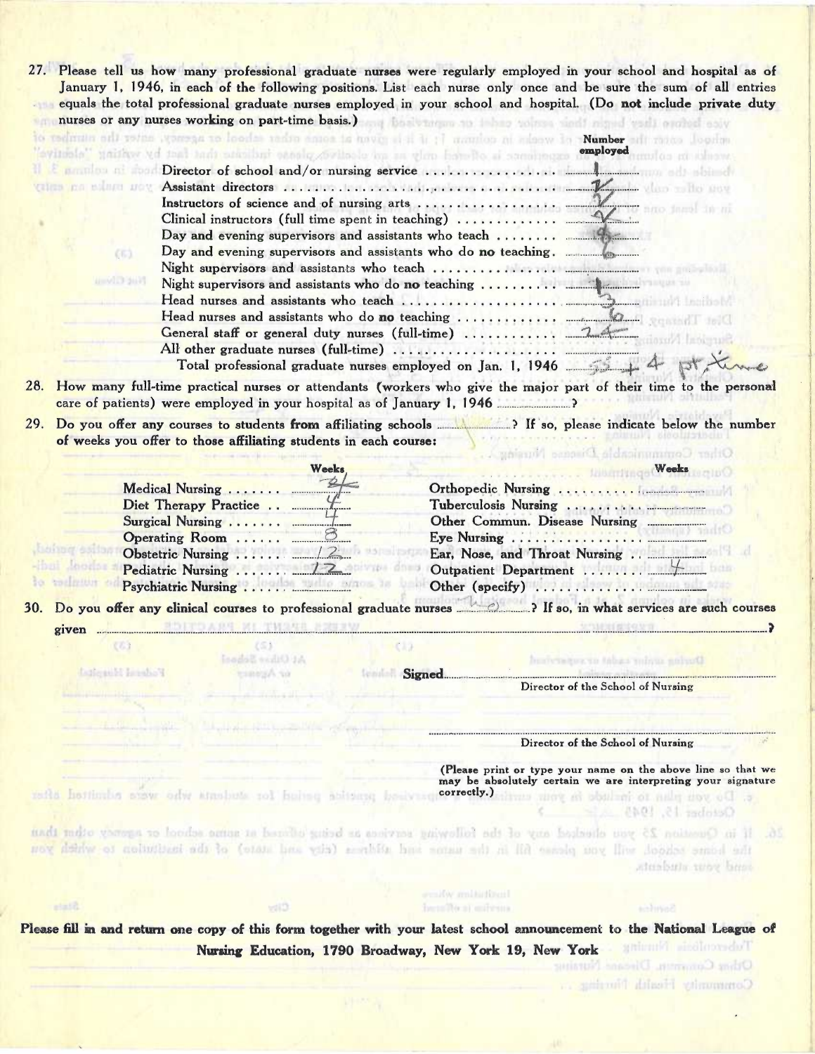27. Please tell us how many professional graduate nurses were regularly employed in your school and hospital as of January 1, 1946, in each of the following positions. List each nurse only once and be sure the sum of all entries equals the total professional graduate nurses employed in your school and hospital. **(Do not include private duty nurses or any nurses working on part-time basis.)**

| | Number employed |
|---|---|
| Director of school and/or nursing service | 1 |
| Assistant directors | 2 |
| Instructors of science and of nursing arts | 2 |
| Clinical instructors (full time spent in teaching) | 2 |
| Day and evening supervisors and assistants who teach | 6 |
| Day and evening supervisors and assistants who do **no** teaching | 6 |
| Night supervisors and assistants who teach | |
| Night supervisors and assistants who do **no** teaching | 1 |
| Head nurses and assistants who teach | 3 |
| Head nurses and assistants who do **no** teaching | 6 |
| General staff or general duty nurses (full-time) | 24 |
| All other graduate nurses (full-time) | |
| Total professional graduate nurses employed on Jan. 1, 1946 | 53 + 4 pt. time |

28. How many full-time practical nurses or attendants (workers who give the major part of their time to the personal care of patients) were employed in your hospital as of January 1, 1946 ............?

29. Do you offer any courses to students **from** affiliating schools ............? If so, please indicate below the number of weeks you offer to those affiliating students in each course:

| | Weeks | | Weeks |
|---|---|---|---|
| Medical Nursing | 24 | Orthopedic Nursing | |
| Diet Therapy Practice | 4 | Tuberculosis Nursing | |
| Surgical Nursing | 4 | Other Commun. Disease Nursing | |
| Operating Room | 8 | Eye Nursing | |
| Obstetric Nursing | 12 | Ear, Nose, and Throat Nursing | |
| Pediatric Nursing | 12 | Outpatient Department | 4 |
| Psychiatric Nursing | | Other (specify) | |

30. Do you offer any clinical courses to professional graduate nurses ............? If so, in what services are such courses given ............?

Signed ............
Director of the School of Nursing

............
Director of the School of Nursing

(Please print or type your name on the above line so that we may be absolutely certain we are interpreting your signature correctly.)

**Please fill in and return one copy of this form together with your latest school announcement to the National League of Nursing Education, 1790 Broadway, New York 19, New York**